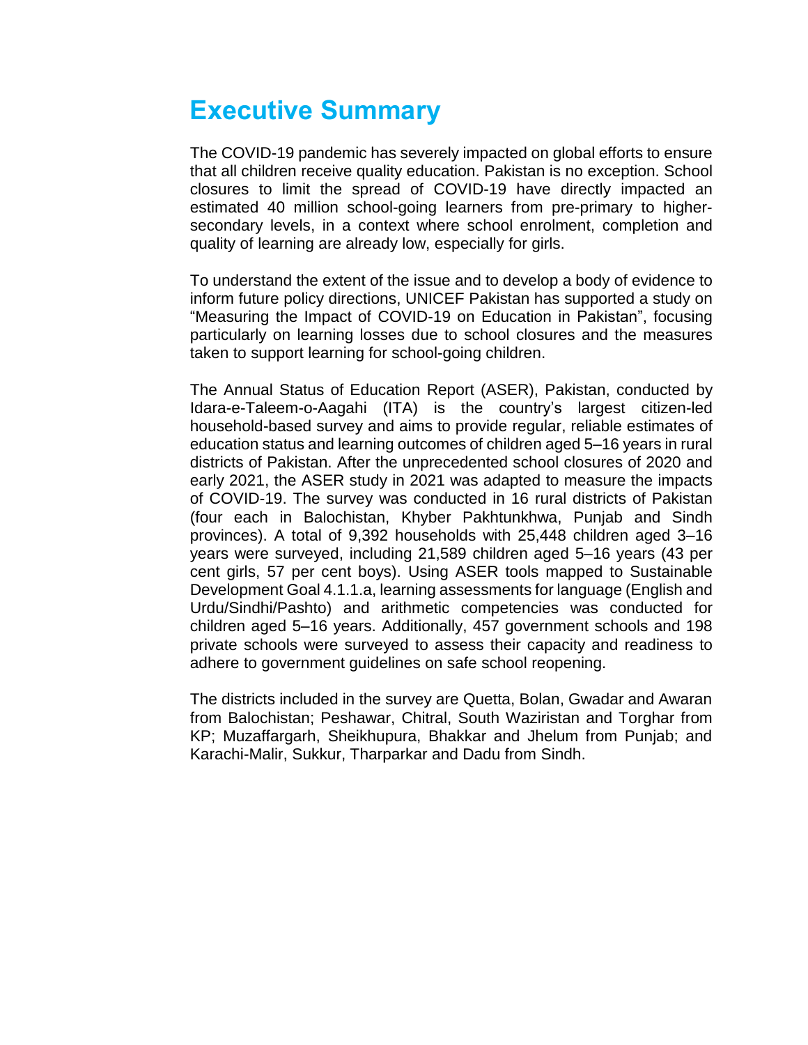# Executive Summary

The COVID-19 pandemic has severely impacted on global efforts to ensure that all children receive quality education. Pakistan is no exception. School closures to limit the spread of COVID-19 have directly impacted an estimated 40 million school-going learners from pre-primary to higher-secondary levels, in a context where school enrolment, completion and quality of learning are already low, especially for girls.

To understand the extent of the issue and to develop a body of evidence to inform future policy directions, UNICEF Pakistan has supported a study on "Measuring the Impact of COVID-19 on Education in Pakistan", focusing particularly on learning losses due to school closures and the measures taken to support learning for school-going children.

The Annual Status of Education Report (ASER), Pakistan, conducted by Idara-e-Taleem-o-Aagahi (ITA) is the country's largest citizen-led household-based survey and aims to provide regular, reliable estimates of education status and learning outcomes of children aged 5–16 years in rural districts of Pakistan. After the unprecedented school closures of 2020 and early 2021, the ASER study in 2021 was adapted to measure the impacts of COVID-19. The survey was conducted in 16 rural districts of Pakistan (four each in Balochistan, Khyber Pakhtunkhwa, Punjab and Sindh provinces). A total of 9,392 households with 25,448 children aged 3–16 years were surveyed, including 21,589 children aged 5–16 years (43 per cent girls, 57 per cent boys). Using ASER tools mapped to Sustainable Development Goal 4.1.1.a, learning assessments for language (English and Urdu/Sindhi/Pashto) and arithmetic competencies was conducted for children aged 5–16 years. Additionally, 457 government schools and 198 private schools were surveyed to assess their capacity and readiness to adhere to government guidelines on safe school reopening.

The districts included in the survey are Quetta, Bolan, Gwadar and Awaran from Balochistan; Peshawar, Chitral, South Waziristan and Torghar from KP; Muzaffargarh, Sheikhupura, Bhakkar and Jhelum from Punjab; and Karachi-Malir, Sukkur, Tharparkar and Dadu from Sindh.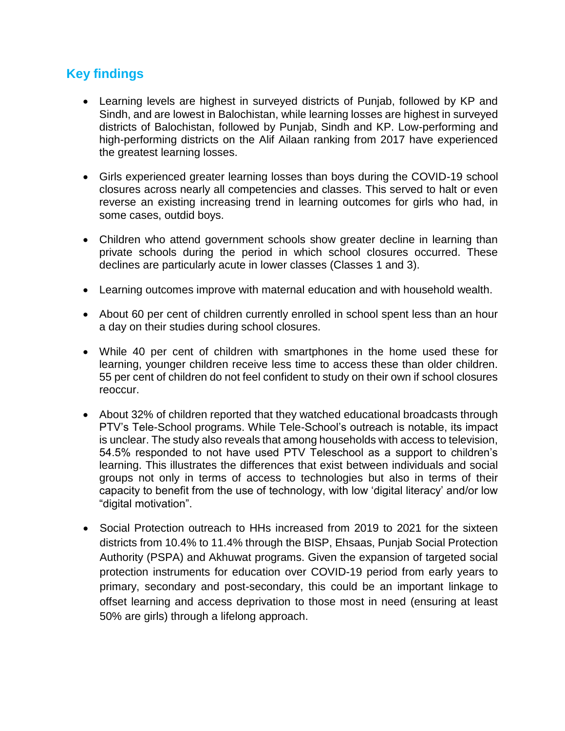## Key findings

- Learning levels are highest in surveyed districts of Punjab, followed by KP and Sindh, and are lowest in Balochistan, while learning losses are highest in surveyed districts of Balochistan, followed by Punjab, Sindh and KP. Low-performing and high-performing districts on the Alif Ailaan ranking from 2017 have experienced the greatest learning losses.

- Girls experienced greater learning losses than boys during the COVID-19 school closures across nearly all competencies and classes. This served to halt or even reverse an existing increasing trend in learning outcomes for girls who had, in some cases, outdid boys.

- Children who attend government schools show greater decline in learning than private schools during the period in which school closures occurred. These declines are particularly acute in lower classes (Classes 1 and 3).

- Learning outcomes improve with maternal education and with household wealth.

- About 60 per cent of children currently enrolled in school spent less than an hour a day on their studies during school closures.

- While 40 per cent of children with smartphones in the home used these for learning, younger children receive less time to access these than older children. 55 per cent of children do not feel confident to study on their own if school closures reoccur.

- About 32% of children reported that they watched educational broadcasts through PTV's Tele-School programs. While Tele-School's outreach is notable, its impact is unclear. The study also reveals that among households with access to television, 54.5% responded to not have used PTV Teleschool as a support to children's learning. This illustrates the differences that exist between individuals and social groups not only in terms of access to technologies but also in terms of their capacity to benefit from the use of technology, with low 'digital literacy' and/or low "digital motivation".

- Social Protection outreach to HHs increased from 2019 to 2021 for the sixteen districts from 10.4% to 11.4% through the BISP, Ehsaas, Punjab Social Protection Authority (PSPA) and Akhuwat programs. Given the expansion of targeted social protection instruments for education over COVID-19 period from early years to primary, secondary and post-secondary, this could be an important linkage to offset learning and access deprivation to those most in need (ensuring at least 50% are girls) through a lifelong approach.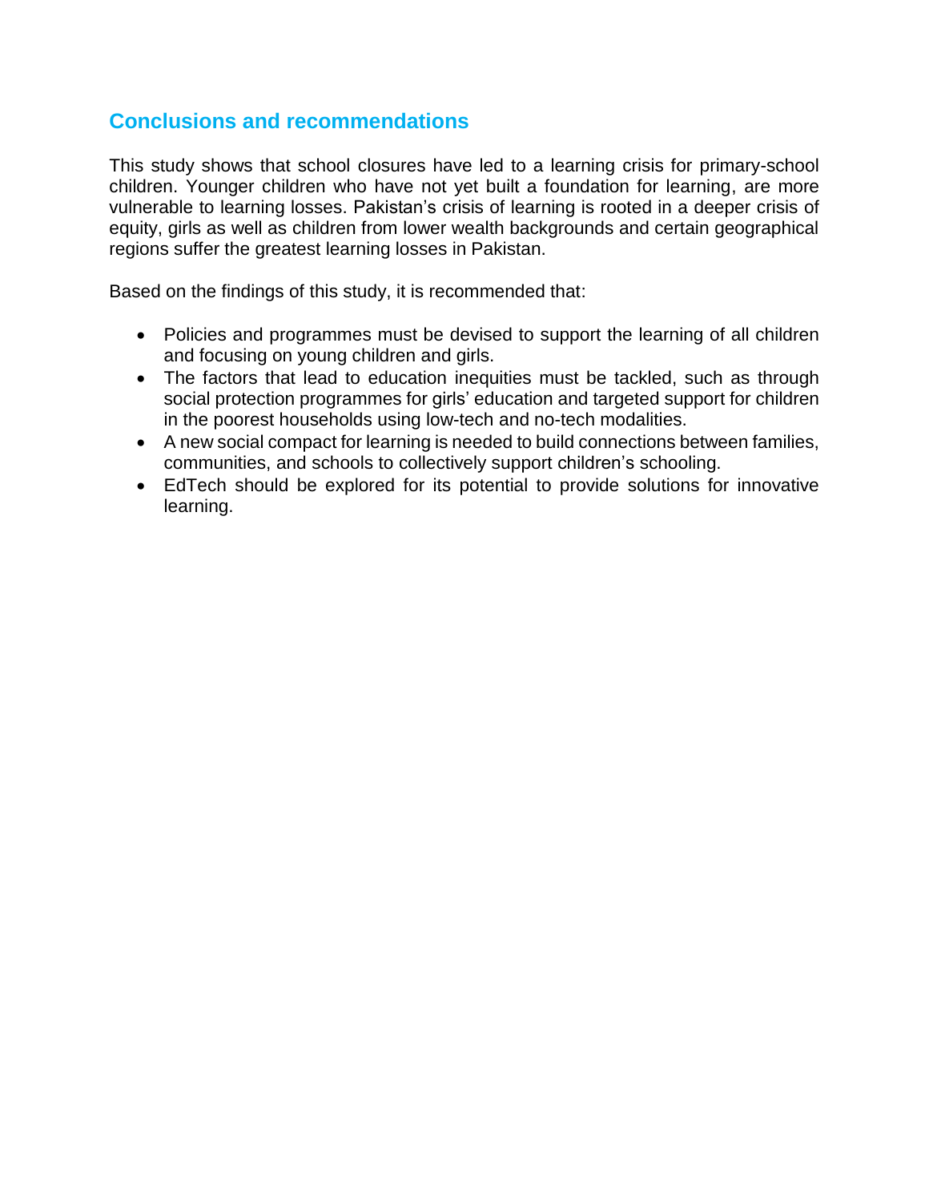## Conclusions and recommendations

This study shows that school closures have led to a learning crisis for primary-school children. Younger children who have not yet built a foundation for learning, are more vulnerable to learning losses. Pakistan's crisis of learning is rooted in a deeper crisis of equity, girls as well as children from lower wealth backgrounds and certain geographical regions suffer the greatest learning losses in Pakistan.

Based on the findings of this study, it is recommended that:

- Policies and programmes must be devised to support the learning of all children and focusing on young children and girls.
- The factors that lead to education inequities must be tackled, such as through social protection programmes for girls' education and targeted support for children in the poorest households using low-tech and no-tech modalities.
- A new social compact for learning is needed to build connections between families, communities, and schools to collectively support children's schooling.
- EdTech should be explored for its potential to provide solutions for innovative learning.